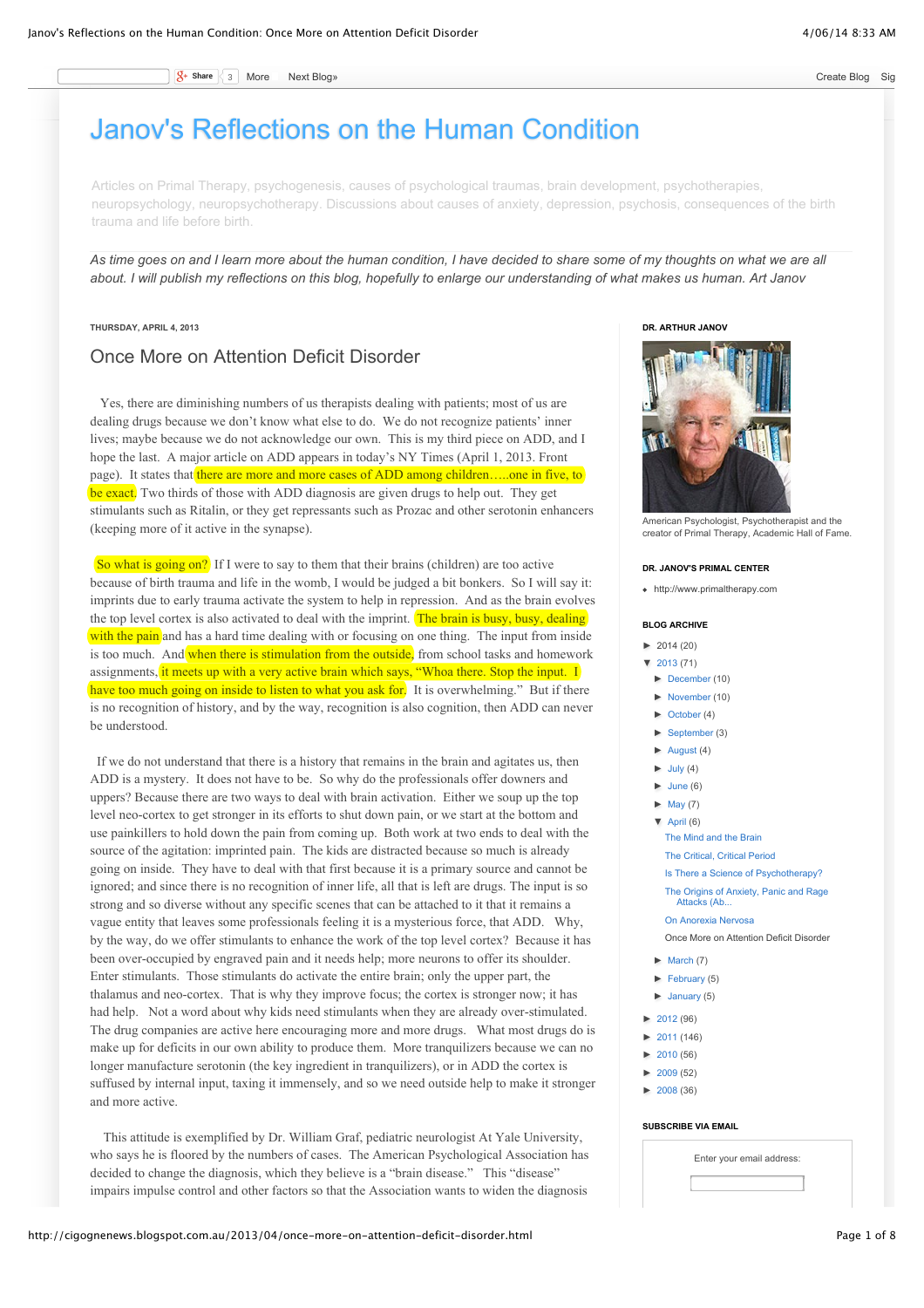# Janov's Reflections on the Human Condition

Articles on Primal Therapy, psychogenesis, causes of psychological traumas, brain development, psychotherapies, neuropsychology, neuropsychotherapy. Discussions about causes of anxiety, depression, psychosis, consequences of the birth trauma and life before birth.

*As time goes on and I learn more about the human condition, I have decided to share some of my thoughts on what we are all about. I will publish my reflections on this blog, hopefully to enlarge our understanding of what makes us human. Art Janov*

THURSDAY, APRIL 4, 2013

## Once More on Attention Deficit Disorder

Yes, there are diminishing numbers of us therapists dealing with patients; most of us are dealing drugs because we don't know what else to do. We do not recognize patients' inner lives; maybe because we do not acknowledge our own. This is my third piece on ADD, and I hope the last. A major article on ADD appears in today's NY Times (April 1, 2013. Front page). It states that there are more and more cases of ADD among children…..one in five, to be exact. Two thirds of those with ADD diagnosis are given drugs to help out. They get stimulants such as Ritalin, or they get repressants such as Prozac and other serotonin enhancers (keeping more of it active in the synapse).

So what is going on? If I were to say to them that their brains (children) are too active because of birth trauma and life in the womb, I would be judged a bit bonkers. So I will say it: imprints due to early trauma activate the system to help in repression. And as the brain evolves the top level cortex is also activated to deal with the imprint. The brain is busy, busy, dealing with the pain and has a hard time dealing with or focusing on one thing. The input from inside is too much. And when there is stimulation from the outside, from school tasks and homework assignments, it meets up with a very active brain which says, "Whoa there. Stop the input. I have too much going on inside to listen to what you ask for. It is overwhelming." But if there is no recognition of history, and by the way, recognition is also cognition, then ADD can never be understood.

If we do not understand that there is a history that remains in the brain and agitates us, then ADD is a mystery. It does not have to be. So why do the professionals offer downers and uppers? Because there are two ways to deal with brain activation. Either we soup up the top level neo-cortex to get stronger in its efforts to shut down pain, or we start at the bottom and use painkillers to hold down the pain from coming up. Both work at two ends to deal with the source of the agitation: imprinted pain. The kids are distracted because so much is already going on inside. They have to deal with that first because it is a primary source and cannot be ignored; and since there is no recognition of inner life, all that is left are drugs. The input is so strong and so diverse without any specific scenes that can be attached to it that it remains a vague entity that leaves some professionals feeling it is a mysterious force, that ADD. Why, by the way, do we offer stimulants to enhance the work of the top level cortex? Because it has been over-occupied by engraved pain and it needs help; more neurons to offer its shoulder. Enter stimulants. Those stimulants do activate the entire brain; only the upper part, the thalamus and neo-cortex. That is why they improve focus; the cortex is stronger now; it has had help. Not a word about why kids need stimulants when they are already over-stimulated. The drug companies are active here encouraging more and more drugs. What most drugs do is make up for deficits in our own ability to produce them. More tranquilizers because we can no longer manufacture serotonin (the key ingredient in tranquilizers), or in ADD the cortex is suffused by internal input, taxing it immensely, and so we need outside help to make it stronger and more active.

This attitude is exemplified by Dr. William Graf, pediatric neurologist At Yale University, who says he is floored by the numbers of cases. The American Psychological Association has decided to change the diagnosis, which they believe is a "brain disease." This "disease" impairs impulse control and other factors so that the Association wants to widen the diagnosis

---

**DR. ARTHUR JANOV**

American Psychologist, Psychotherapist and the creator of Primal Therapy, Academic Hall of Fame.

**DR. JANOV'S PRIMAL CENTER**

- http://www.primaltherapy.com

**BLOG ARCHIVE**

- ► 2014 (20)
- ▼ 2013 (71)
  - ► December (10)
  - ► November (10)
  - ► October (4)
  - ► September (3)
  - ► August (4)
  - ► July (4)
  - ► June (6)
  - ► May (7)
  - ▼ April (6)
    - The Mind and the Brain
    - The Critical, Critical Period
    - Is There a Science of Psychotherapy?
    - The Origins of Anxiety, Panic and Rage Attacks (Ab...
    - On Anorexia Nervosa
    - Once More on Attention Deficit Disorder
  - ► March (7)
  - ► February (5)
  - ► January (5)
- ► 2012 (96)
- ► 2011 (146)
- ► 2010 (56)
- ► 2009 (52)
- ► 2008 (36)

**SUBSCRIBE VIA EMAIL**

Enter your email address: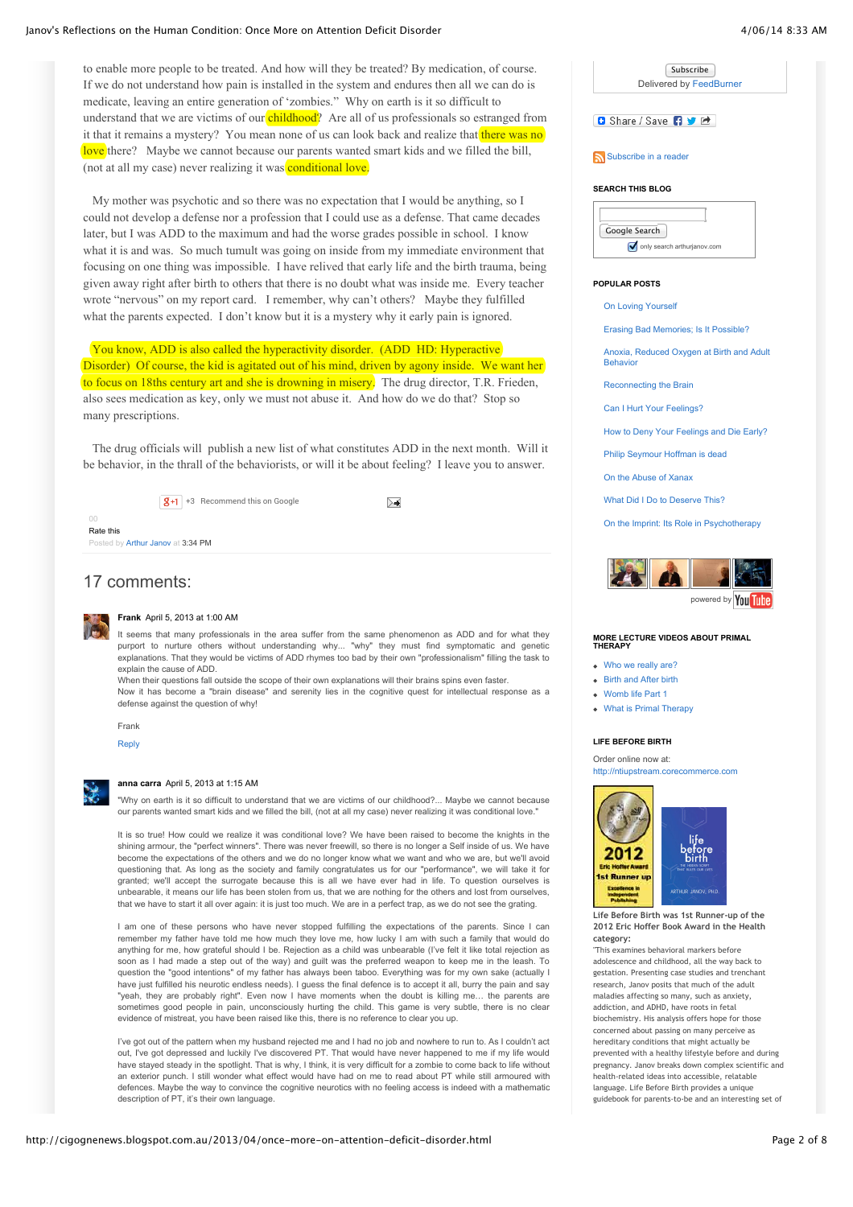to enable more people to be treated. And how will they be treated? By medication, of course. If we do not understand how pain is installed in the system and endures then all we can do is medicate, leaving an entire generation of 'zombies." Why on earth is it so difficult to understand that we are victims of our childhood? Are all of us professionals so estranged from it that it remains a mystery? You mean none of us can look back and realize that there was no love there? Maybe we cannot because our parents wanted smart kids and we filled the bill, (not at all my case) never realizing it was conditional love.

My mother was psychotic and so there was no expectation that I would be anything, so I could not develop a defense nor a profession that I could use as a defense. That came decades later, but I was ADD to the maximum and had the worse grades possible in school. I know what it is and was. So much tumult was going on inside from my immediate environment that focusing on one thing was impossible. I have relived that early life and the birth trauma, being given away right after birth to others that there is no doubt what was inside me. Every teacher wrote "nervous" on my report card. I remember, why can't others? Maybe they fulfilled what the parents expected. I don't know but it is a mystery why it early pain is ignored.

You know, ADD is also called the hyperactivity disorder. (ADD HD: Hyperactive Disorder) Of course, the kid is agitated out of his mind, driven by agony inside. We want her to focus on 18ths century art and she is drowning in misery. The drug director, T.R. Frieden, also sees medication as key, only we must not abuse it. And how do we do that? Stop so many prescriptions.

The drug officials will publish a new list of what constitutes ADD in the next month. Will it be behavior, in the thrall of the behaviorists, or will it be about feeling? I leave you to answer.

+1 +3 Recommend this on Google

00

Rate this

Posted by Arthur Janov at 3:34 PM

## 17 comments:

**Frank** April 5, 2013 at 1:00 AM

It seems that many professionals in the area suffer from the same phenomenon as ADD and for what they purport to nurture others without understanding why... "why" they must find symptomatic and genetic explanations. That they would be victims of ADD rhymes too bad by their own "professionalism" filling the task to explain the cause of ADD.
When their questions fall outside the scope of their own explanations will their brains spins even faster.
Now it has become a "brain disease" and serenity lies in the cognitive quest for intellectual response as a defense against the question of why!

Frank

Reply

**anna carra** April 5, 2013 at 1:15 AM

"Why on earth is it so difficult to understand that we are victims of our childhood?... Maybe we cannot because our parents wanted smart kids and we filled the bill, (not at all my case) never realizing it was conditional love."

It is so true! How could we realize it was conditional love? We have been raised to become the knights in the shining armour, the "perfect winners". There was never freewill, so there is no longer a Self inside of us. We have become the expectations of the others and we do no longer know what we want and who we are, but we'll avoid questioning that. As long as the society and family congratulates us for our "performance", we will take it for granted; we'll accept the surrogate because this is all we have ever had in life. To question ourselves is unbearable, it means our life has been stolen from us, that we are nothing for the others and lost from ourselves, that we have to start it all over again: it is just too much. We are in a perfect trap, as we do not see the grating.

I am one of these persons who have never stopped fulfilling the expectations of the parents. Since I can remember my father have told me how much they love me, how lucky I am with such a family that would do anything for me, how grateful should I be. Rejection as a child was unbearable (I've felt it like total rejection as soon as I had made a step out of the way) and guilt was the preferred weapon to keep me in the leash. To question the "good intentions" of my father has always been taboo. Everything was for my own sake (actually I have just fulfilled his neurotic endless needs). I guess the final defence is to accept it all, burry the pain and say "yeah, they are probably right". Even now I have moments when the doubt is killing me... the parents are sometimes good people in pain, unconsciously hurting the child. This game is very subtle, there is no clear evidence of mistreat, you have been raised like this, there is no reference to clear you up.

I've got out of the pattern when my husband rejected me and I had no job and nowhere to run to. As I couldn't act out, I've got depressed and luckily I've discovered PT. That would have never happened to me if my life would have stayed steady in the spotlight. That is why, I think, it is very difficult for a zombie to come back to life without an exterior punch. I still wonder what effect would have had on me to read about PT while still armoured with defences. Maybe the way to convince the cognitive neurotics with no feeling access is indeed with a mathematic description of PT, it's their own language.

Subscribe

Delivered by FeedBurner

Share / Save

Subscribe in a reader

### SEARCH THIS BLOG

Google Search

only search arthurjanov.com

### POPULAR POSTS

- On Loving Yourself
- Erasing Bad Memories; Is It Possible?
- Anoxia, Reduced Oxygen at Birth and Adult Behavior
- Reconnecting the Brain
- Can I Hurt Your Feelings?
- How to Deny Your Feelings and Die Early?
- Philip Seymour Hoffman is dead
- On the Abuse of Xanax
- What Did I Do to Deserve This?
- On the Imprint: Its Role in Psychotherapy

powered by YouTube

### MORE LECTURE VIDEOS ABOUT PRIMAL THERAPY

- Who we really are?
- Birth and After birth
- Womb life Part 1
- What is Primal Therapy

### LIFE BEFORE BIRTH

Order online now at:
http://ntiupstream.corecommerce.com

Life Before Birth was 1st Runner-up of the 2012 Eric Hoffer Book Award in the Health category:

"This examines behavioral markers before adolescence and childhood, all the way back to gestation. Presenting case studies and trenchant research, Janov posits that much of the adult maladies affecting so many, such as anxiety, addiction, and ADHD, have roots in fetal biochemistry. His analysis offers hope for those concerned about passing on many perceive as hereditary conditions that might actually be prevented with a healthy lifestyle before and during pregnancy. Janov breaks down complex scientific and health-related ideas into accessible, relatable language. Life Before Birth provides a unique guidebook for parents-to-be and an interesting set of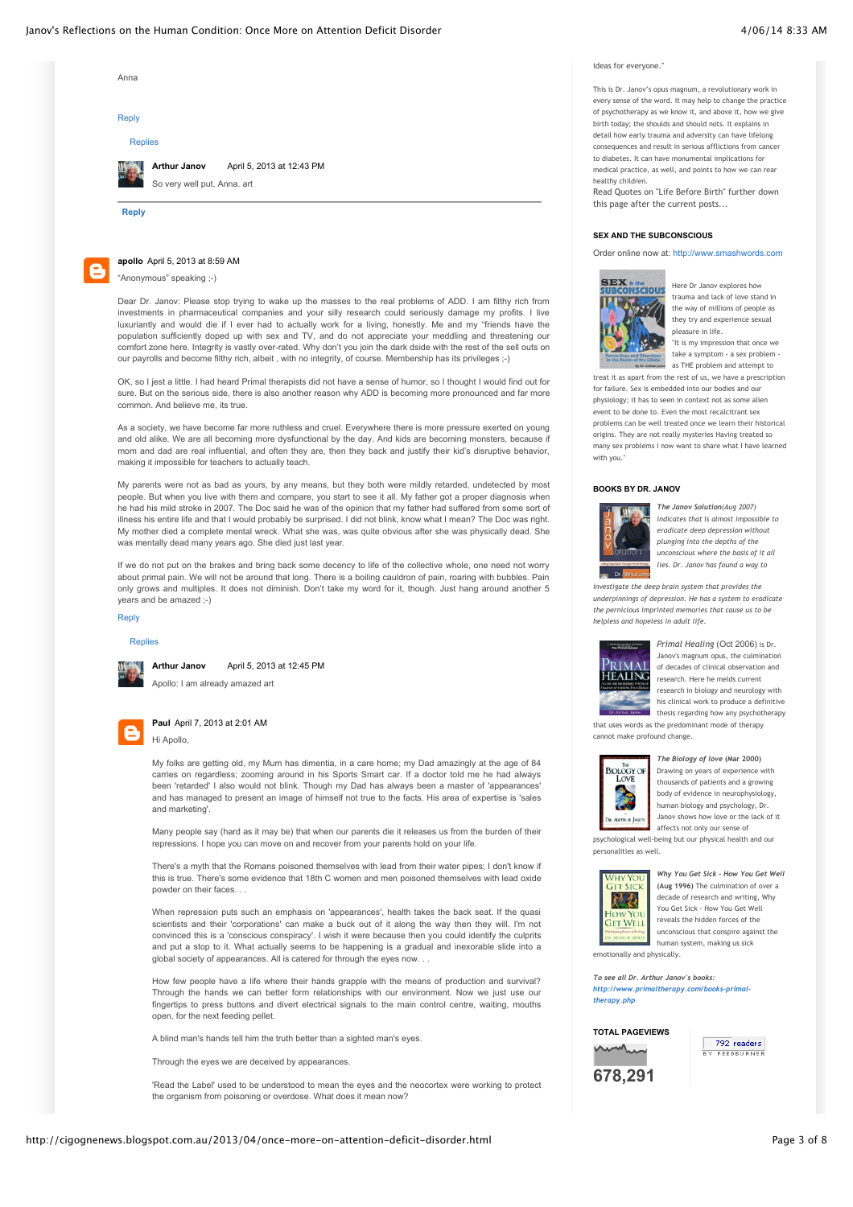Anna

Reply

Replies

**Arthur Janov** April 5, 2013 at 12:43 PM

So very well put, Anna. art

**Reply**

**apollo** April 5, 2013 at 8:59 AM

"Anonymous" speaking ;-)

Dear Dr. Janov: Please stop trying to wake up the masses to the real problems of ADD. I am filthy rich from investments in pharmaceutical companies and your silly research could seriously damage my profits. I live luxuriantly and would die if I ever had to actually work for a living, honestly. Me and my "friends have the population sufficiently doped up with sex and TV, and do not appreciate your meddling and threatening our comfort zone here. Integrity is vastly over-rated. Why don't you join the dark dside with the rest of the sell outs on our payrolls and become filthy rich, albeit , with no integrity, of course. Membership has its privileges ;-)

OK, so I jest a little. I had heard Primal therapists did not have a sense of humor, so I thought I would find out for sure. But on the serious side, there is also another reason why ADD is becoming more pronounced and far more common. And believe me, its true.

As a society, we have become far more ruthless and cruel. Everywhere there is more pressure exerted on young and old alike. We are all becoming more dysfunctional by the day. And kids are becoming monsters, because if mom and dad are real influential, and often they are, then they back and justify their kid's disruptive behavior, making it impossible for teachers to actually teach.

My parents were not as bad as yours, by any means, but they both were mildly retarded, undetected by most people. But when you live with them and compare, you start to see it all. My father got a proper diagnosis when he had his mild stroke in 2007. The Doc said he was of the opinion that my father had suffered from some sort of illness his entire life and that I would probably be surprised. I did not blink, know what I mean? The Doc was right. My mother died a complete mental wreck. What she was, was quite obvious after she was physically dead. She was mentally dead many years ago. She died just last year.

If we do not put on the brakes and bring back some decency to life of the collective whole, one need not worry about primal pain. We will not be around that long. There is a boiling cauldron of pain, roaring with bubbles. Pain only grows and multiples. It does not diminish. Don't take my word for it, though. Just hang around another 5 years and be amazed ;-)

Reply

Replies

**Arthur Janov** April 5, 2013 at 12:45 PM

Apollo: I am already amazed art

**Paul** April 7, 2013 at 2:01 AM

Hi Apollo,

My folks are getting old, my Mum has dementia, in a care home; my Dad amazingly at the age of 84 carries on regardless; zooming around in his Sports Smart car. If a doctor told me he had always been 'retarded' I also would not blink. Though my Dad has always been a master of 'appearances' and has managed to present an image of himself not true to the facts. His area of expertise is 'sales and marketing'.

Many people say (hard as it may be) that when our parents die it releases us from the burden of their repressions. I hope you can move on and recover from your parents hold on your life.

There's a myth that the Romans poisoned themselves with lead from their water pipes; I don't know if this is true. There's some evidence that 18th C women and men poisoned themselves with lead oxide powder on their faces. . .

When repression puts such an emphasis on 'appearances', health takes the back seat. If the quasi scientists and their 'corporations' can make a buck out of it along the way then they will. I'm not convinced this is a 'conscious conspiracy'. I wish it were because then you could identify the culprits and put a stop to it. What actually seems to be happening is a gradual and inexorable slide into a global society of appearances. All is catered for through the eyes now. . .

How few people have a life where their hands grapple with the means of production and survival? Through the hands we can better form relationships with our environment. Now we just use our fingertips to press buttons and divert electrical signals to the main control centre, waiting, mouths open, for the next feeding pellet.

A blind man's hands tell him the truth better than a sighted man's eyes.

Through the eyes we are deceived by appearances.

'Read the Label' used to be understood to mean the eyes and the neocortex were working to protect the organism from poisoning or overdose. What does it mean now?

ideas for everyone."

This is Dr. Janov's opus magnum, a revolutionary work in every sense of the word. It may help to change the practice of psychotherapy as we know it, and above it, how we give birth today; the shoulds and should nots. It explains in detail how early trauma and adversity can have lifelong consequences and result in serious afflictions from cancer to diabetes. It can have monumental implications for medical practice, as well, and points to how we can rear healthy children.

Read Quotes on "Life Before Birth" further down this page after the current posts...

### SEX AND THE SUBCONSCIOUS

Order online now at: http://www.smashwords.com

Here Dr Janov explores how trauma and lack of love stand in the way of millions of people as they try and experience sexual pleasure in life.

"It is my impression that once we take a symptom - a sex problem - as THE problem and attempt to treat it as apart from the rest of us, we have a prescription for failure. Sex is embedded into our bodies and our physiology; it has to seen in context not as some alien event to be done to. Even the most recalcitrant sex problems can be well treated once we learn their historical origins. They are not really mysteries Having treated so many sex problems I now want to share what I have learned with you."

### BOOKS BY DR. JANOV

*The Janov Solution*(Aug 2007) *indicates that is almost impossible to eradicate deep depression without plunging into the depths of the unconscious where the basis of it all lies. Dr. Janov has found a way to investigate the deep brain system that provides the underpinnings of depression. He has a system to eradicate the pernicious imprinted memories that cause us to be helpless and hopeless in adult life.*

*Primal Healing* (Oct 2006) is Dr. Janov's magnum opus, the culmination of decades of clinical observation and research. Here he melds current research in biology and neurology with his clinical work to produce a definitive thesis regarding how any psychotherapy that uses words as the predominant mode of therapy cannot make profound change.

*The Biology of love* **(Mar 2000)** Drawing on years of experience with thousands of patients and a growing body of evidence in neurophysiology, human biology and psychology, Dr. Janov shows how love or the lack of it affects not only our sense of psychological well-being but our physical health and our personalities as well.

*Why You Get Sick - How You Get Well* **(Aug 1996)** The culmination of over a decade of research and writing, Why You Get Sick - How You Get Well reveals the hidden forces of the unconscious that conspire against the human system, making us sick emotionally and physically.

*To see all Dr. Arthur Janov's books:* ***http://www.primaltherapy.com/books-primal-therapy.php***

### TOTAL PAGEVIEWS

**678,291**

792 readers BY FEEDBURNER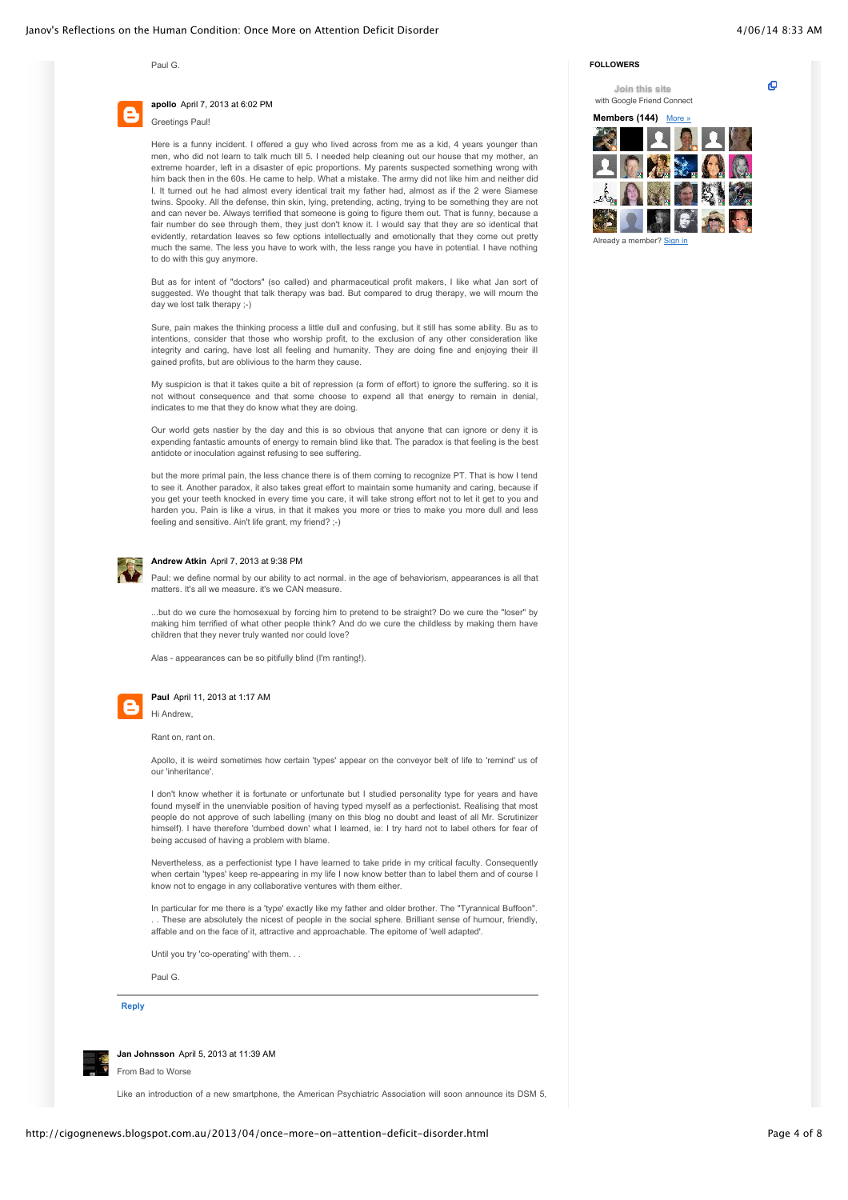Paul G.

**apollo** April 7, 2013 at 6:02 PM

Greetings Paul!

Here is a funny incident. I offered a guy who lived across from me as a kid, 4 years younger than men, who did not learn to talk much till 5. I needed help cleaning out our house that my mother, an extreme hoarder, left in a disaster of epic proportions. My parents suspected something wrong with him back then in the 60s. He came to help. What a mistake. The army did not like him and neither did I. It turned out he had almost every identical trait my father had, almost as if the 2 were Siamese twins. Spooky. All the defense, thin skin, lying, pretending, acting, trying to be something they are not and can never be. Always terrified that someone is going to figure them out. That is funny, because a fair number do see through them, they just don't know it. I would say that they are so identical that evidently, retardation leaves so few options intellectually and emotionally that they come out pretty much the same. The less you have to work with, the less range you have in potential. I have nothing to do with this guy anymore.

But as for intent of "doctors" (so called) and pharmaceutical profit makers, I like what Jan sort of suggested. We thought that talk therapy was bad. But compared to drug therapy, we will mourn the day we lost talk therapy ;-)

Sure, pain makes the thinking process a little dull and confusing, but it still has some ability. Bu as to intentions, consider that those who worship profit, to the exclusion of any other consideration like integrity and caring, have lost all feeling and humanity. They are doing fine and enjoying their ill gained profits, but are oblivious to the harm they cause.

My suspicion is that it takes quite a bit of repression (a form of effort) to ignore the suffering. so it is not without consequence and that some choose to expend all that energy to remain in denial, indicates to me that they do know what they are doing.

Our world gets nastier by the day and this is so obvious that anyone that can ignore or deny it is expending fantastic amounts of energy to remain blind like that. The paradox is that feeling is the best antidote or inoculation against refusing to see suffering.

but the more primal pain, the less chance there is of them coming to recognize PT. That is how I tend to see it. Another paradox, it also takes great effort to maintain some humanity and caring, because if you get your teeth knocked in every time you care, it will take strong effort not to let it get to you and harden you. Pain is like a virus, in that it makes you more or tries to make you more dull and less feeling and sensitive. Ain't life grant, my friend? ;-)

**Andrew Atkin** April 7, 2013 at 9:38 PM

Paul: we define normal by our ability to act normal. in the age of behaviorism, appearances is all that matters. It's all we measure. it's we CAN measure.

...but do we cure the homosexual by forcing him to pretend to be straight? Do we cure the "loser" by making him terrified of what other people think? And do we cure the childless by making them have children that they never truly wanted nor could love?

Alas - appearances can be so pitifully blind (I'm ranting!).

**Paul** April 11, 2013 at 1:17 AM

Hi Andrew,

Rant on, rant on.

Apollo, it is weird sometimes how certain 'types' appear on the conveyor belt of life to 'remind' us of our 'inheritance'.

I don't know whether it is fortunate or unfortunate but I studied personality type for years and have found myself in the unenviable position of having typed myself as a perfectionist. Realising that most people do not approve of such labelling (many on this blog no doubt and least of all Mr. Scrutinizer himself). I have therefore 'dumbed down' what I learned, ie: I try hard not to label others for fear of being accused of having a problem with blame.

Nevertheless, as a perfectionist type I have learned to take pride in my critical faculty. Consequently when certain 'types' keep re-appearing in my life I now know better than to label them and of course I know not to engage in any collaborative ventures with them either.

In particular for me there is a 'type' exactly like my father and older brother. The "Tyrannical Buffoon". . . These are absolutely the nicest of people in the social sphere. Brilliant sense of humour, friendly, affable and on the face of it, attractive and approachable. The epitome of 'well adapted'.

Until you try 'co-operating' with them. . .

Paul G.

Reply

**Jan Johnsson** April 5, 2013 at 11:39 AM

From Bad to Worse

Like an introduction of a new smartphone, the American Psychiatric Association will soon announce its DSM 5,

**FOLLOWERS**

Join this site
with Google Friend Connect

**Members (144)** More »

Already a member? Sign in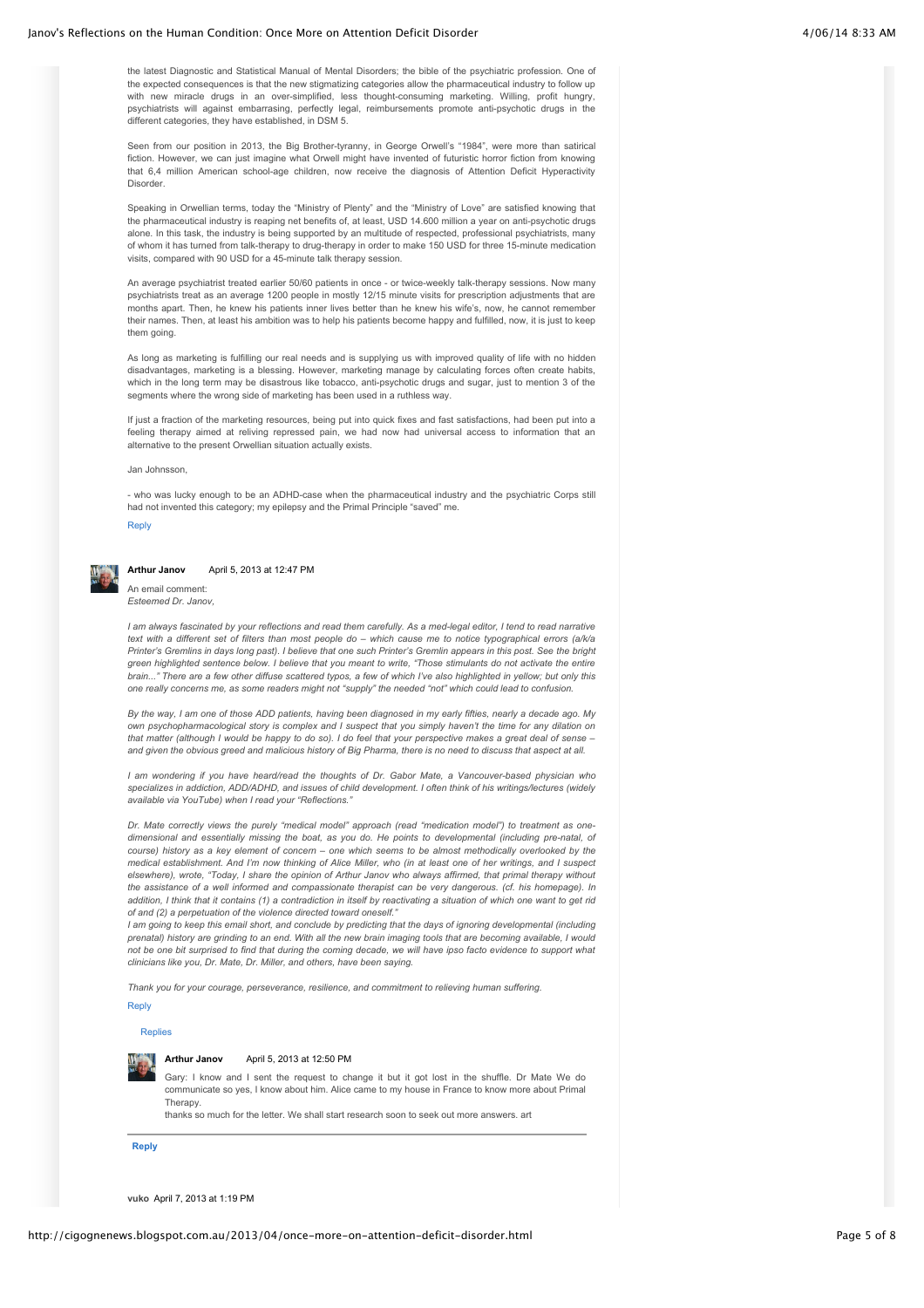the latest Diagnostic and Statistical Manual of Mental Disorders; the bible of the psychiatric profession. One of the expected consequences is that the new stigmatizing categories allow the pharmaceutical industry to follow up with new miracle drugs in an over-simplified, less thought-consuming marketing. Willing, profit hungry, psychiatrists will against embarrasing, perfectly legal, reimbursements promote anti-psychotic drugs in the different categories, they have established, in DSM 5.

Seen from our position in 2013, the Big Brother-tyranny, in George Orwell's "1984", were more than satirical fiction. However, we can just imagine what Orwell might have invented of futuristic horror fiction from knowing that 6,4 million American school-age children, now receive the diagnosis of Attention Deficit Hyperactivity Disorder.

Speaking in Orwellian terms, today the "Ministry of Plenty" and the "Ministry of Love" are satisfied knowing that the pharmaceutical industry is reaping net benefits of, at least, USD 14.600 million a year on anti-psychotic drugs alone. In this task, the industry is being supported by an multitude of respected, professional psychiatrists, many of whom it has turned from talk-therapy to drug-therapy in order to make 150 USD for three 15-minute medication visits, compared with 90 USD for a 45-minute talk therapy session.

An average psychiatrist treated earlier 50/60 patients in once - or twice-weekly talk-therapy sessions. Now many psychiatrists treat as an average 1200 people in mostly 12/15 minute visits for prescription adjustments that are months apart. Then, he knew his patients inner lives better than he knew his wife's, now, he cannot remember their names. Then, at least his ambition was to help his patients become happy and fulfilled, now, it is just to keep them going.

As long as marketing is fulfilling our real needs and is supplying us with improved quality of life with no hidden disadvantages, marketing is a blessing. However, marketing manage by calculating forces often create habits, which in the long term may be disastrous like tobacco, anti-psychotic drugs and sugar, just to mention 3 of the segments where the wrong side of marketing has been used in a ruthless way.

If just a fraction of the marketing resources, being put into quick fixes and fast satisfactions, had been put into a feeling therapy aimed at reliving repressed pain, we had now had universal access to information that an alternative to the present Orwellian situation actually exists.

Jan Johnsson,

- who was lucky enough to be an ADHD-case when the pharmaceutical industry and the psychiatric Corps still had not invented this category; my epilepsy and the Primal Principle "saved" me.

Reply

**Arthur Janov** April 5, 2013 at 12:47 PM

An email comment:
*Esteemed Dr. Janov,*

*I am always fascinated by your reflections and read them carefully. As a med-legal editor, I tend to read narrative text with a different set of filters than most people do – which cause me to notice typographical errors (a/k/a Printer's Gremlins in days long past). I believe that one such Printer's Gremlin appears in this post. See the bright green highlighted sentence below. I believe that you meant to write, "Those stimulants do not activate the entire brain..." There are a few other diffuse scattered typos, a few of which I've also highlighted in yellow; but only this one really concerns me, as some readers might not "supply" the needed "not" which could lead to confusion.*

*By the way, I am one of those ADD patients, having been diagnosed in my early fifties, nearly a decade ago. My own psychopharmacological story is complex and I suspect that you simply haven't the time for any dilation on that matter (although I would be happy to do so). I do feel that your perspective makes a great deal of sense – and given the obvious greed and malicious history of Big Pharma, there is no need to discuss that aspect at all.*

*I am wondering if you have heard/read the thoughts of Dr. Gabor Mate, a Vancouver-based physician who specializes in addiction, ADD/ADHD, and issues of child development. I often think of his writings/lectures (widely available via YouTube) when I read your "Reflections."*

*Dr. Mate correctly views the purely "medical model" approach (read "medication model") to treatment as one-dimensional and essentially missing the boat, as you do. He points to developmental (including pre-natal, of course) history as a key element of concern – one which seems to be almost methodically overlooked by the medical establishment. And I'm now thinking of Alice Miller, who (in at least one of her writings, and I suspect elsewhere), wrote, "Today, I share the opinion of Arthur Janov who always affirmed, that primal therapy without the assistance of a well informed and compassionate therapist can be very dangerous. (cf. his homepage). In addition, I think that it contains (1) a contradiction in itself by reactivating a situation of which one want to get rid of and (2) a perpetuation of the violence directed toward oneself."*
*I am going to keep this email short, and conclude by predicting that the days of ignoring developmental (including prenatal) history are grinding to an end. With all the new brain imaging tools that are becoming available, I would not be one bit surprised to find that during the coming decade, we will have ipso facto evidence to support what clinicians like you, Dr. Mate, Dr. Miller, and others, have been saying.*

*Thank you for your courage, perseverance, resilience, and commitment to relieving human suffering.*

Reply

Replies

**Arthur Janov** April 5, 2013 at 12:50 PM

Gary: I know and I sent the request to change it but it got lost in the shuffle. Dr Mate We do communicate so yes, I know about him. Alice came to my house in France to know more about Primal Therapy.
thanks so much for the letter. We shall start research soon to seek out more answers. art

**Reply**

**vuko** April 7, 2013 at 1:19 PM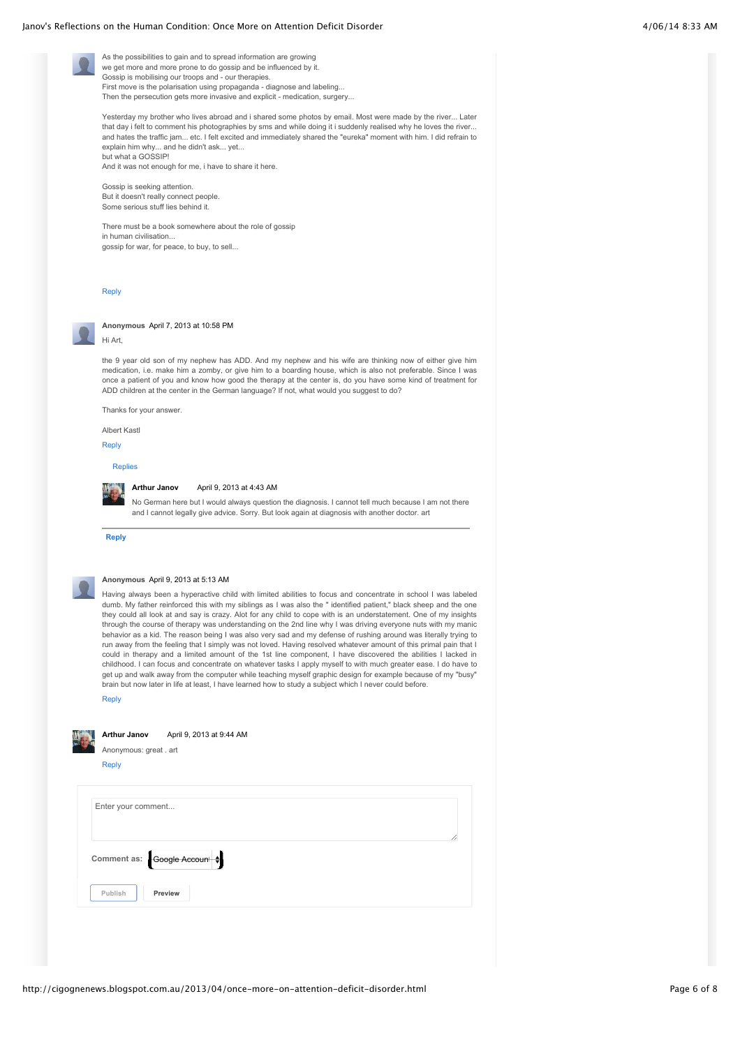As the possibilities to gain and to spread information are growing
we get more and more prone to do gossip and be influenced by it.
Gossip is mobilising our troops and - our therapies.
First move is the polarisation using propaganda - diagnose and labeling...
Then the persecution gets more invasive and explicit - medication, surgery...

Yesterday my brother who lives abroad and i shared some photos by email. Most were made by the river... Later that day i felt to comment his photographies by sms and while doing it i suddenly realised why he loves the river... and hates the traffic jam... etc. I felt excited and immediately shared the "eureka" moment with him. I did refrain to explain him why... and he didn't ask... yet...
but what a GOSSIP!
And it was not enough for me, i have to share it here.

Gossip is seeking attention.
But it doesn't really connect people.
Some serious stuff lies behind it.

There must be a book somewhere about the role of gossip
in human civilisation...
gossip for war, for peace, to buy, to sell...

Reply

**Anonymous** April 7, 2013 at 10:58 PM

Hi Art,

the 9 year old son of my nephew has ADD. And my nephew and his wife are thinking now of either give him medication, i.e. make him a zomby, or give him to a boarding house, which is also not preferable. Since I was once a patient of you and know how good the therapy at the center is, do you have some kind of treatment for ADD children at the center in the German language? If not, what would you suggest to do?

Thanks for your answer.

Albert Kastl

Reply

Replies

**Arthur Janov** April 9, 2013 at 4:43 AM

No German here but I would always question the diagnosis. I cannot tell much because I am not there and I cannot legally give advice. Sorry. But look again at diagnosis with another doctor. art

Reply

**Anonymous** April 9, 2013 at 5:13 AM

Having always been a hyperactive child with limited abilities to focus and concentrate in school I was labeled dumb. My father reinforced this with my siblings as I was also the " identified patient," black sheep and the one they could all look at and say is crazy. Alot for any child to cope with is an understatement. One of my insights through the course of therapy was understanding on the 2nd line why I was driving everyone nuts with my manic behavior as a kid. The reason being I was also very sad and my defense of rushing around was literally trying to run away from the feeling that I simply was not loved. Having resolved whatever amount of this primal pain that I could in therapy and a limited amount of the 1st line component, I have discovered the abilities I lacked in childhood. I can focus and concentrate on whatever tasks I apply myself to with much greater ease. I do have to get up and walk away from the computer while teaching myself graphic design for example because of my "busy" brain but now later in life at least, I have learned how to study a subject which I never could before.

Reply

**Arthur Janov** April 9, 2013 at 9:44 AM

Anonymous: great . art

Reply

Enter your comment...

Comment as: Google Account

Publish Preview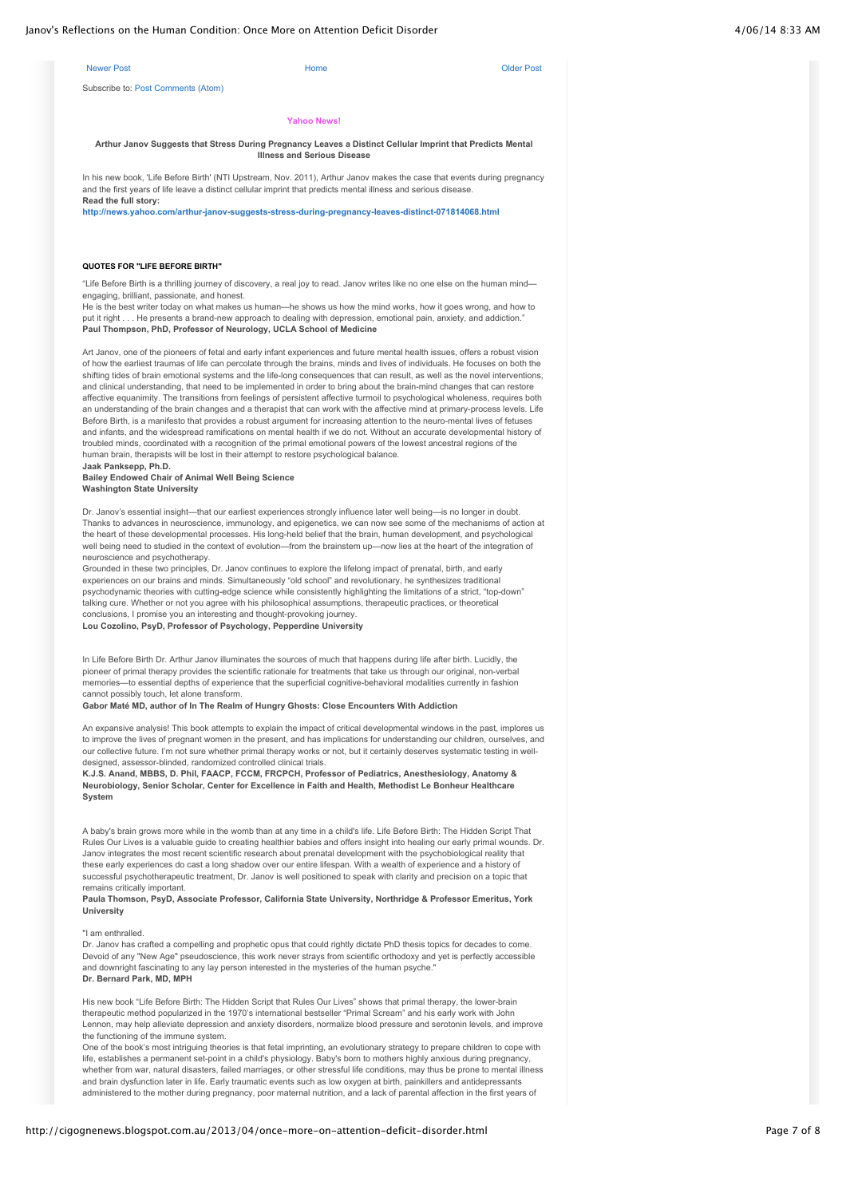Newer Post Home Older Post

Subscribe to: Post Comments (Atom)

**Yahoo News!**

**Arthur Janov Suggests that Stress During Pregnancy Leaves a Distinct Cellular Imprint that Predicts Mental Illness and Serious Disease**

In his new book, 'Life Before Birth' (NTI Upstream, Nov. 2011), Arthur Janov makes the case that events during pregnancy and the first years of life leave a distinct cellular imprint that predicts mental illness and serious disease.
**Read the full story:**
**http://news.yahoo.com/arthur-janov-suggests-stress-during-pregnancy-leaves-distinct-071814068.html**

**QUOTES FOR "LIFE BEFORE BIRTH"**

"Life Before Birth is a thrilling journey of discovery, a real joy to read. Janov writes like no one else on the human mind—engaging, brilliant, passionate, and honest.
He is the best writer today on what makes us human—he shows us how the mind works, how it goes wrong, and how to put it right . . . He presents a brand-new approach to dealing with depression, emotional pain, anxiety, and addiction."
**Paul Thompson, PhD, Professor of Neurology, UCLA School of Medicine**

Art Janov, one of the pioneers of fetal and early infant experiences and future mental health issues, offers a robust vision of how the earliest traumas of life can percolate through the brains, minds and lives of individuals. He focuses on both the shifting tides of brain emotional systems and the life-long consequences that can result, as well as the novel interventions, and clinical understanding, that need to be implemented in order to bring about the brain-mind changes that can restore affective equanimity. The transitions from feelings of persistent affective turmoil to psychological wholeness, requires both an understanding of the brain changes and a therapist that can work with the affective mind at primary-process levels. Life Before Birth, is a manifesto that provides a robust argument for increasing attention to the neuro-mental lives of fetuses and infants, and the widespread ramifications on mental health if we do not. Without an accurate developmental history of troubled minds, coordinated with a recognition of the primal emotional powers of the lowest ancestral regions of the human brain, therapists will be lost in their attempt to restore psychological balance.
**Jaak Panksepp, Ph.D.**
**Bailey Endowed Chair of Animal Well Being Science**
**Washington State University**

Dr. Janov's essential insight—that our earliest experiences strongly influence later well being—is no longer in doubt. Thanks to advances in neuroscience, immunology, and epigenetics, we can now see some of the mechanisms of action at the heart of these developmental processes. His long-held belief that the brain, human development, and psychological well being need to studied in the context of evolution—from the brainstem up—now lies at the heart of the integration of neuroscience and psychotherapy.
Grounded in these two principles, Dr. Janov continues to explore the lifelong impact of prenatal, birth, and early experiences on our brains and minds. Simultaneously "old school" and revolutionary, he synthesizes traditional psychodynamic theories with cutting-edge science while consistently highlighting the limitations of a strict, "top-down" talking cure. Whether or not you agree with his philosophical assumptions, therapeutic practices, or theoretical conclusions, I promise you an interesting and thought-provoking journey.
**Lou Cozolino, PsyD, Professor of Psychology, Pepperdine University**

In Life Before Birth Dr. Arthur Janov illuminates the sources of much that happens during life after birth. Lucidly, the pioneer of primal therapy provides the scientific rationale for treatments that take us through our original, non-verbal memories—to essential depths of experience that the superficial cognitive-behavioral modalities currently in fashion cannot possibly touch, let alone transform.
**Gabor Maté MD, author of In The Realm of Hungry Ghosts: Close Encounters With Addiction**

An expansive analysis! This book attempts to explain the impact of critical developmental windows in the past, implores us to improve the lives of pregnant women in the present, and has implications for understanding our children, ourselves, and our collective future. I'm not sure whether primal therapy works or not, but it certainly deserves systematic testing in well-designed, assessor-blinded, randomized controlled clinical trials.
**K.J.S. Anand, MBBS, D. Phil, FAACP, FCCM, FRCPCH, Professor of Pediatrics, Anesthesiology, Anatomy & Neurobiology, Senior Scholar, Center for Excellence in Faith and Health, Methodist Le Bonheur Healthcare System**

A baby's brain grows more while in the womb than at any time in a child's life. Life Before Birth: The Hidden Script That Rules Our Lives is a valuable guide to creating healthier babies and offers insight into healing our early primal wounds. Dr. Janov integrates the most recent scientific research about prenatal development with the psychobiological reality that these early experiences do cast a long shadow over our entire lifespan. With a wealth of experience and a history of successful psychotherapeutic treatment, Dr. Janov is well positioned to speak with clarity and precision on a topic that remains critically important.
**Paula Thomson, PsyD, Associate Professor, California State University, Northridge & Professor Emeritus, York University**

"I am enthralled.
Dr. Janov has crafted a compelling and prophetic opus that could rightly dictate PhD thesis topics for decades to come. Devoid of any "New Age" pseudoscience, this work never strays from scientific orthodoxy and yet is perfectly accessible and downright fascinating to any lay person interested in the mysteries of the human psyche."
**Dr. Bernard Park, MD, MPH**

His new book "Life Before Birth: The Hidden Script that Rules Our Lives" shows that primal therapy, the lower-brain therapeutic method popularized in the 1970's international bestseller "Primal Scream" and his early work with John Lennon, may help alleviate depression and anxiety disorders, normalize blood pressure and serotonin levels, and improve the functioning of the immune system.
One of the book's most intriguing theories is that fetal imprinting, an evolutionary strategy to prepare children to cope with life, establishes a permanent set-point in a child's physiology. Baby's born to mothers highly anxious during pregnancy, whether from war, natural disasters, failed marriages, or other stressful life conditions, may thus be prone to mental illness and brain dysfunction later in life. Early traumatic events such as low oxygen at birth, painkillers and antidepressants administered to the mother during pregnancy, poor maternal nutrition, and a lack of parental affection in the first years of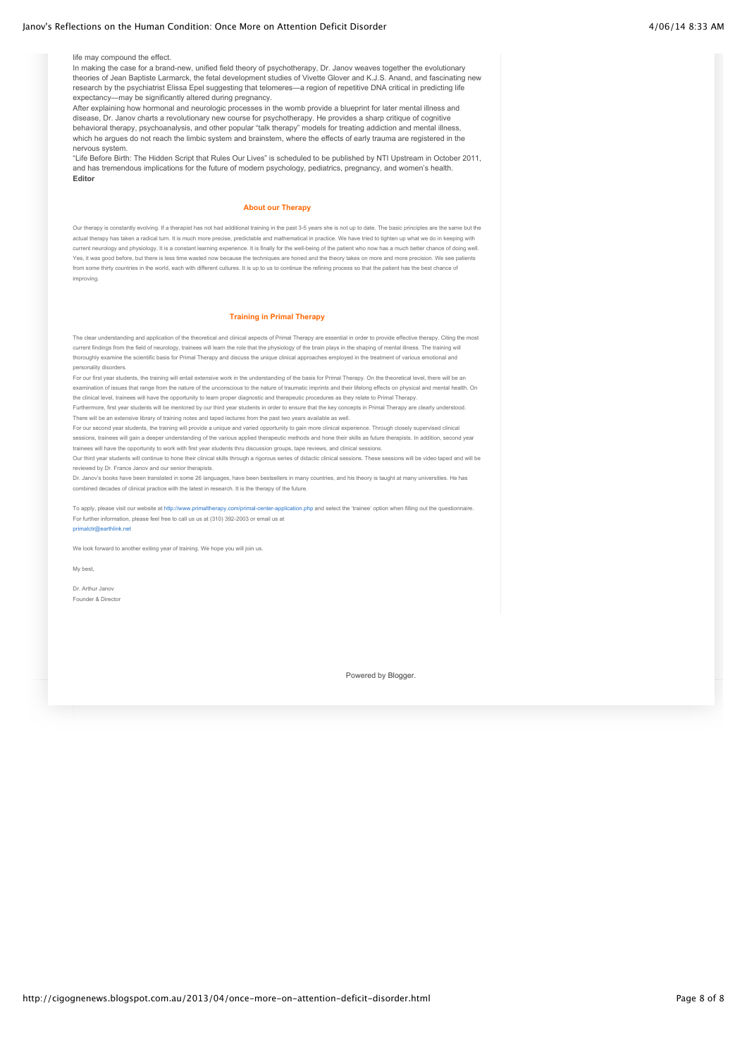life may compound the effect.

In making the case for a brand-new, unified field theory of psychotherapy, Dr. Janov weaves together the evolutionary theories of Jean Baptiste Larmarck, the fetal development studies of Vivette Glover and K.J.S. Anand, and fascinating new research by the psychiatrist Elissa Epel suggesting that telomeres—a region of repetitive DNA critical in predicting life expectancy—may be significantly altered during pregnancy.

After explaining how hormonal and neurologic processes in the womb provide a blueprint for later mental illness and disease, Dr. Janov charts a revolutionary new course for psychotherapy. He provides a sharp critique of cognitive behavioral therapy, psychoanalysis, and other popular "talk therapy" models for treating addiction and mental illness, which he argues do not reach the limbic system and brainstem, where the effects of early trauma are registered in the nervous system.

"Life Before Birth: The Hidden Script that Rules Our Lives" is scheduled to be published by NTI Upstream in October 2011, and has tremendous implications for the future of modern psychology, pediatrics, pregnancy, and women's health.

**Editor**

## About our Therapy

Our therapy is constantly evolving. If a therapist has not had additional training in the past 3-5 years she is not up to date. The basic principles are the same but the actual therapy has taken a radical turn. It is much more precise, predictable and mathematical in practice. We have tried to tighten up what we do in keeping with current neurology and physiology. It is a constant learning experience. It is finally for the well-being of the patient who now has a much better chance of doing well. Yes, it was good before, but there is less time wasted now because the techniques are honed and the theory takes on more and more precision. We see patients from some thirty countries in the world, each with different cultures. It is up to us to continue the refining process so that the patient has the best chance of improving.

## Training in Primal Therapy

The clear understanding and application of the theoretical and clinical aspects of Primal Therapy are essential in order to provide effective therapy. Citing the most current findings from the field of neurology, trainees will learn the role that the physiology of the brain plays in the shaping of mental illness. The training will thoroughly examine the scientific basis for Primal Therapy and discuss the unique clinical approaches employed in the treatment of various emotional and personality disorders.

For our first year students, the training will entail extensive work in the understanding of the basis for Primal Therapy. On the theoretical level, there will be an examination of issues that range from the nature of the unconscious to the nature of traumatic imprints and their lifelong effects on physical and mental health. On the clinical level, trainees will have the opportunity to learn proper diagnostic and therapeutic procedures as they relate to Primal Therapy.

Furthermore, first year students will be mentored by our third year students in order to ensure that the key concepts in Primal Therapy are clearly understood. There will be an extensive library of training notes and taped lectures from the past two years available as well.

For our second year students, the training will provide a unique and varied opportunity to gain more clinical experience. Through closely supervised clinical sessions, trainees will gain a deeper understanding of the various applied therapeutic methods and hone their skills as future therapists. In addition, second year trainees will have the opportunity to work with first year students thru discussion groups, tape reviews, and clinical sessions.

Our third year students will continue to hone their clinical skills through a rigorous series of didactic clinical sessions. These sessions will be video taped and will be reviewed by Dr. France Janov and our senior therapists.

Dr. Janov's books have been translated in some 26 languages, have been bestsellers in many countries, and his theory is taught at many universities. He has combined decades of clinical practice with the latest in research. It is the therapy of the future.

To apply, please visit our website at http://www.primaltherapy.com/primal-center-application.php and select the 'trainee' option when filling out the questionnaire. For further information, please feel free to call us us at (310) 392-2003 or email us at primalctr@earthlink.net

We look forward to another exiting year of training. We hope you will join us.

My best,

Dr. Arthur Janov
Founder & Director

Powered by Blogger.